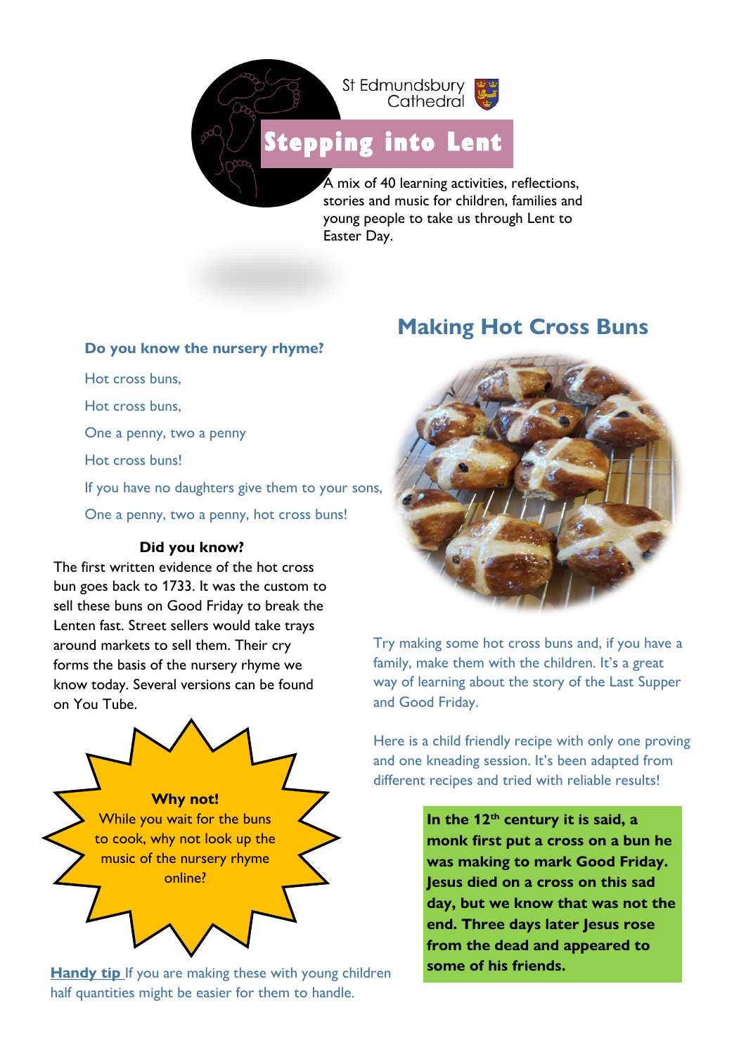St Edmundsbury Cathedral

# Stepping into Lent

A mix of 40 learning activities, reflections, stories and music for children, families and young people to take us through Lent to Easter Day.

## Making Hot Cross Buns

**Do you know the nursery rhyme?**

Hot cross buns,

Hot cross buns,

One a penny, two a penny

Hot cross buns!

If you have no daughters give them to your sons,

One a penny, two a penny, hot cross buns!

**Did you know?**

The first written evidence of the hot cross bun goes back to 1733. It was the custom to sell these buns on Good Friday to break the Lenten fast. Street sellers would take trays around markets to sell them. Their cry forms the basis of the nursery rhyme we know today. Several versions can be found on You Tube.

**Why not!**
While you wait for the buns to cook, why not look up the music of the nursery rhyme online?

**Handy tip** If you are making these with young children half quantities might be easier for them to handle.

Try making some hot cross buns and, if you have a family, make them with the children. It's a great way of learning about the story of the Last Supper and Good Friday.

Here is a child friendly recipe with only one proving and one kneading session. It's been adapted from different recipes and tried with reliable results!

**In the 12th century it is said, a monk first put a cross on a bun he was making to mark Good Friday. Jesus died on a cross on this sad day, but we know that was not the end. Three days later Jesus rose from the dead and appeared to some of his friends.**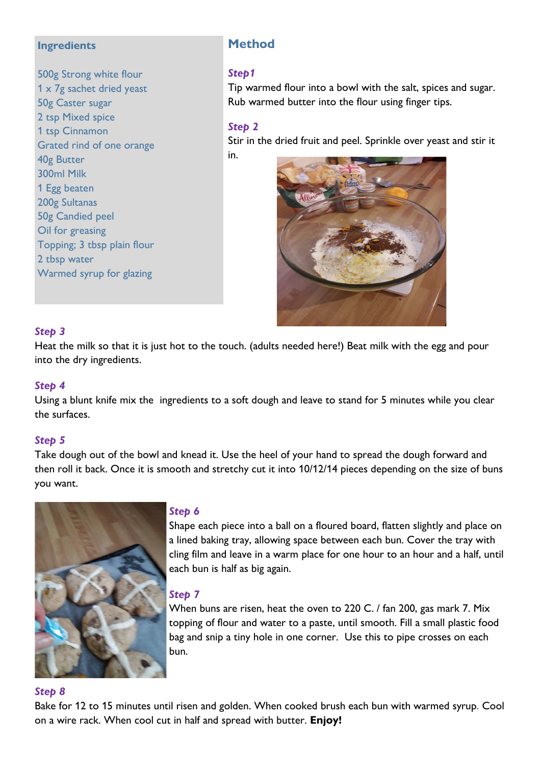## Ingredients

500g Strong white flour
1 x 7g sachet dried yeast
50g Caster sugar
2 tsp Mixed spice
1 tsp Cinnamon
Grated rind of one orange
40g Butter
300ml Milk
1 Egg beaten
200g Sultanas
50g Candied peel
Oil for greasing
Topping; 3 tbsp plain flour
2 tbsp water
Warmed syrup for glazing

## Method

### *Step1*

Tip warmed flour into a bowl with the salt, spices and sugar. Rub warmed butter into the flour using finger tips.

### *Step 2*

Stir in the dried fruit and peel. Sprinkle over yeast and stir it in.

### *Step 3*

Heat the milk so that it is just hot to the touch. (adults needed here!) Beat milk with the egg and pour into the dry ingredients.

### *Step 4*

Using a blunt knife mix the ingredients to a soft dough and leave to stand for 5 minutes while you clear the surfaces.

### *Step 5*

Take dough out of the bowl and knead it. Use the heel of your hand to spread the dough forward and then roll it back. Once it is smooth and stretchy cut it into 10/12/14 pieces depending on the size of buns you want.

### *Step 6*

Shape each piece into a ball on a floured board, flatten slightly and place on a lined baking tray, allowing space between each bun. Cover the tray with cling film and leave in a warm place for one hour to an hour and a half, until each bun is half as big again.

### *Step 7*

When buns are risen, heat the oven to 220 C. / fan 200, gas mark 7. Mix topping of flour and water to a paste, until smooth. Fill a small plastic food bag and snip a tiny hole in one corner. Use this to pipe crosses on each bun.

### *Step 8*

Bake for 12 to 15 minutes until risen and golden. When cooked brush each bun with warmed syrup. Cool on a wire rack. When cool cut in half and spread with butter. **Enjoy!**